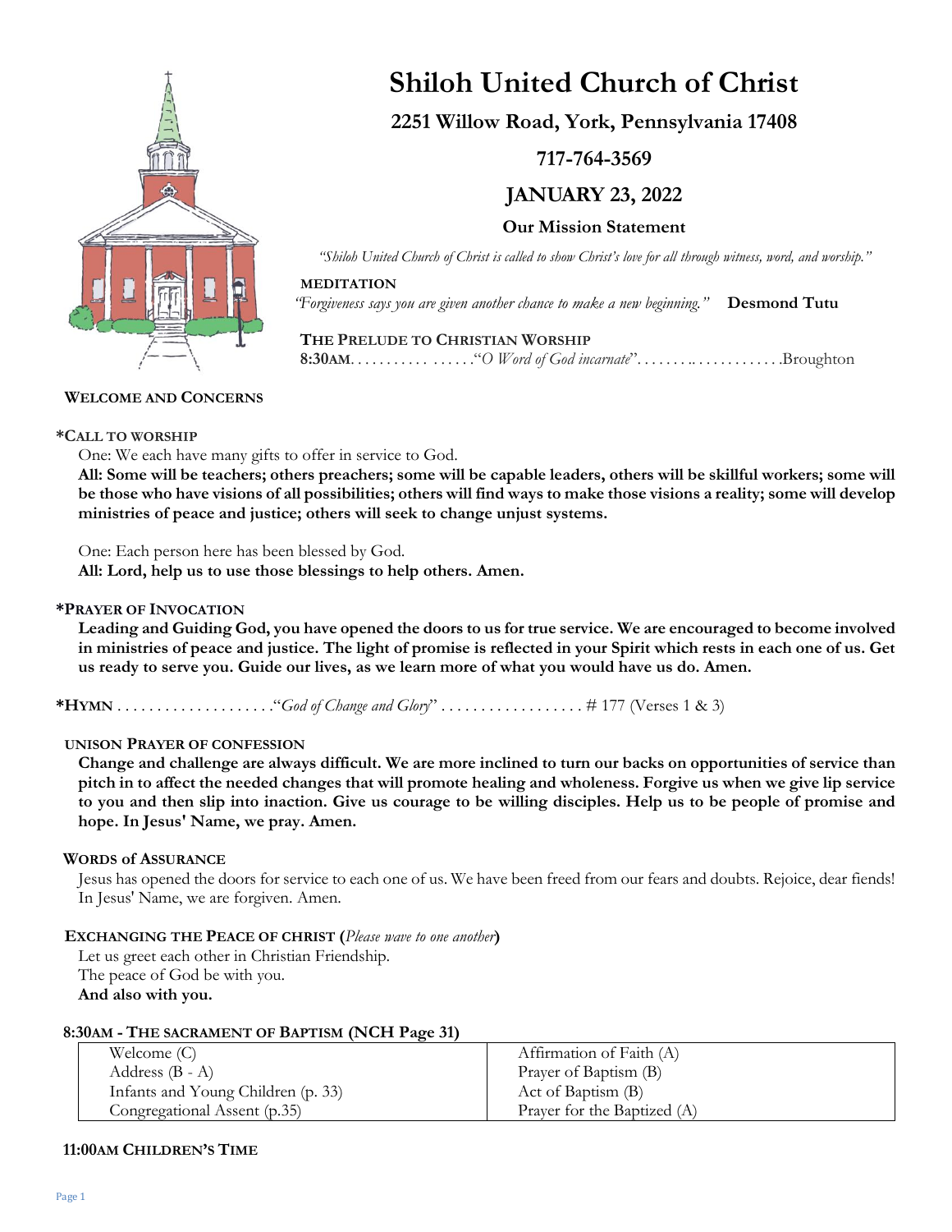# Shiloh United Church of Christ

## 2251 Willow Road, York, Pennsylvania 17408

## 717-764-3569

## JANUARY 23, 2022

### Our Mission Statement

*"Shiloh United Church of Christ is called to show Christ's love for all through witness, word, and worship."*

**MEDITATION**

*"Forgiveness says you are given another chance to make a new beginning."* **Desmond Tutu**

**THE PRELUDE TO CHRISTIAN WORSHIP**

**8:30AM**. . . . . . . . . . . . . . . . ."*O Word of God incarnate*". . . . . . . . . . . . . . . . . . . . .Broughton

**WELCOME AND CONCERNS**

**\*CALL TO WORSHIP**

One: We each have many gifts to offer in service to God.

**All: Some will be teachers; others preachers; some will be capable leaders, others will be skillful workers; some will be those who have visions of all possibilities; others will find ways to make those visions a reality; some will develop ministries of peace and justice; others will seek to change unjust systems.**

One: Each person here has been blessed by God.

**All: Lord, help us to use those blessings to help others. Amen.**

**\*PRAYER OF INVOCATION**

**Leading and Guiding God, you have opened the doors to us for true service. We are encouraged to become involved in ministries of peace and justice. The light of promise is reflected in your Spirit which rests in each one of us. Get us ready to serve you. Guide our lives, as we learn more of what you would have us do. Amen.**

**\*HYMN** . . . . . . . . . . . . . . . . . . . ."*God of Change and Glory*" . . . . . . . . . . . . . . . . . . # 177 (Verses 1 & 3)

**UNISON PRAYER OF CONFESSION**

**Change and challenge are always difficult. We are more inclined to turn our backs on opportunities of service than pitch in to affect the needed changes that will promote healing and wholeness. Forgive us when we give lip service to you and then slip into inaction. Give us courage to be willing disciples. Help us to be people of promise and hope. In Jesus' Name, we pray. Amen.**

**WORDS of ASSURANCE**

Jesus has opened the doors for service to each one of us. We have been freed from our fears and doubts. Rejoice, dear fiends! In Jesus' Name, we are forgiven. Amen.

**EXCHANGING THE PEACE OF CHRIST (***Please wave to one another***)**

Let us greet each other in Christian Friendship.
The peace of God be with you.
**And also with you.**

**8:30AM - THE SACRAMENT OF BAPTISM (NCH Page 31)**

| | |
|---|---|
| Welcome (C) | Affirmation of Faith (A) |
| Address (B - A) | Prayer of Baptism (B) |
| Infants and Young Children (p. 33) | Act of Baptism (B) |
| Congregational Assent (p.35) | Prayer for the Baptized (A) |

**11:00AM CHILDREN'S TIME**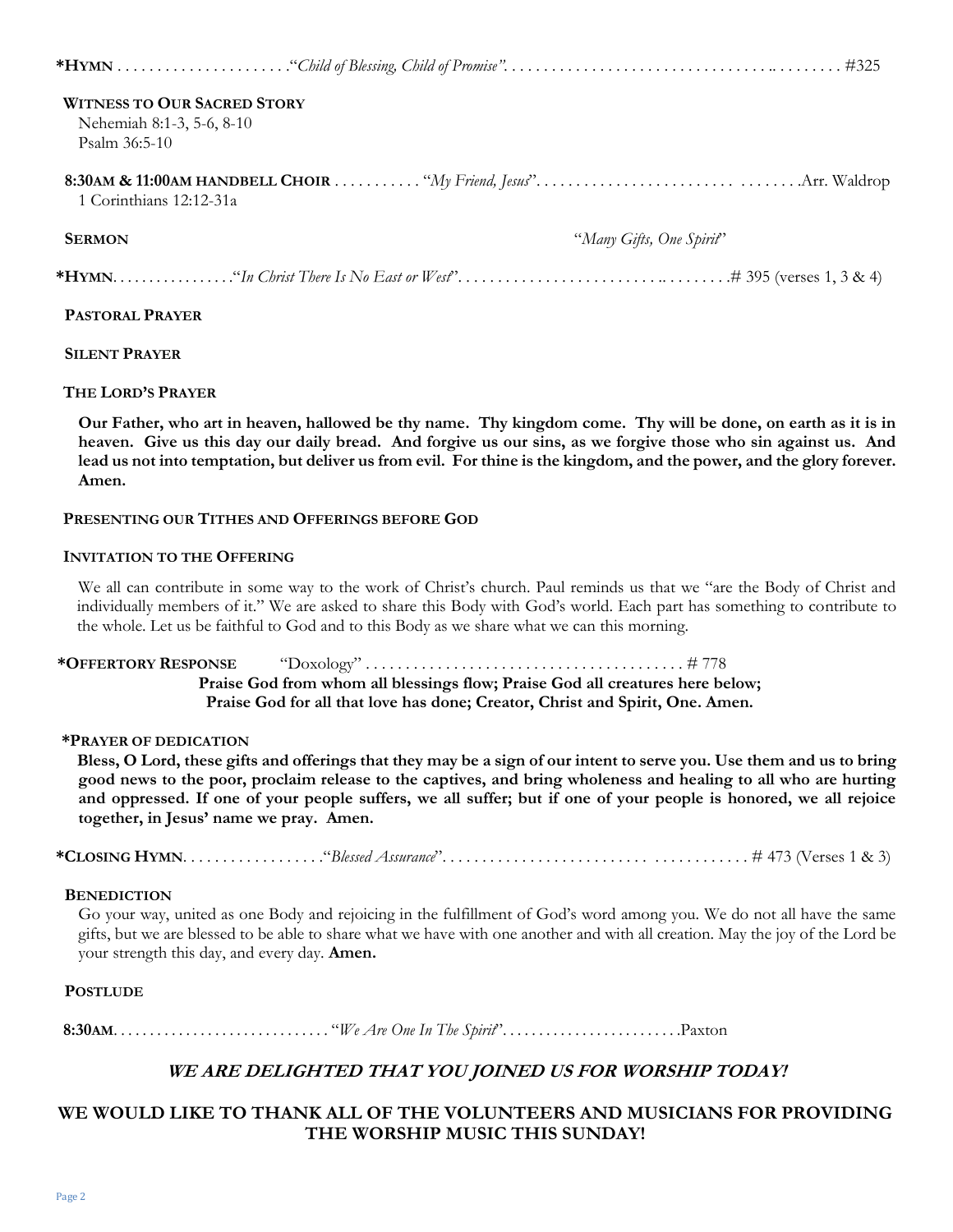**\*HYMN** . . . . . . . . . . . . . . . . . . . . . . “*Child of Blessing, Child of Promise*”. . . . . . . . . . . . . . . . . . . . . . . . . . . . . . . . . . . . . . . . . #325

**WITNESS TO OUR SACRED STORY**

Nehemiah 8:1-3, 5-6, 8-10
Psalm 36:5-10

**8:30AM & 11:00AM HANDBELL CHOIR** . . . . . . . . . . . “*My Friend, Jesus*”. . . . . . . . . . . . . . . . . . . . . . . . . . . . . . . . .Arr. Waldrop

1 Corinthians 12:12-31a

**SERMON** “*Many Gifts, One Spirit*”

**\*HYMN**. . . . . . . . . . . . . . . . “*In Christ There Is No East or West*”. . . . . . . . . . . . . . . . . . . . . . . . . . . . . . . . . . .# 395 (verses 1, 3 & 4)

**PASTORAL PRAYER**

**SILENT PRAYER**

**THE LORD'S PRAYER**

**Our Father, who art in heaven, hallowed be thy name. Thy kingdom come. Thy will be done, on earth as it is in heaven. Give us this day our daily bread. And forgive us our sins, as we forgive those who sin against us. And lead us not into temptation, but deliver us from evil. For thine is the kingdom, and the power, and the glory forever. Amen.**

**PRESENTING OUR TITHES AND OFFERINGS BEFORE GOD**

**INVITATION TO THE OFFERING**

We all can contribute in some way to the work of Christ's church. Paul reminds us that we “are the Body of Christ and individually members of it.” We are asked to share this Body with God's world. Each part has something to contribute to the whole. Let us be faithful to God and to this Body as we share what we can this morning.

**\*OFFERTORY RESPONSE** “Doxology” . . . . . . . . . . . . . . . . . . . . . . . . . . . . . . . . . . . . . . . # 778

**Praise God from whom all blessings flow; Praise God all creatures here below;**
**Praise God for all that love has done; Creator, Christ and Spirit, One. Amen.**

**\*PRAYER OF DEDICATION**

**Bless, O Lord, these gifts and offerings that they may be a sign of our intent to serve you. Use them and us to bring good news to the poor, proclaim release to the captives, and bring wholeness and healing to all who are hurting and oppressed. If one of your people suffers, we all suffer; but if one of your people is honored, we all rejoice together, in Jesus' name we pray. Amen.**

**\*CLOSING HYMN**. . . . . . . . . . . . . . . . . .“*Blessed Assurance*”. . . . . . . . . . . . . . . . . . . . . . . . . . . . . . . . . . . . # 473 (Verses 1 & 3)

**BENEDICTION**

Go your way, united as one Body and rejoicing in the fulfillment of God's word among you. We do not all have the same gifts, but we are blessed to be able to share what we have with one another and with all creation. May the joy of the Lord be your strength this day, and every day. **Amen.**

**POSTLUDE**

**8:30AM**. . . . . . . . . . . . . . . . . . . . . . . . . . . . . “*We Are One In The Spirit*”. . . . . . . . . . . . . . . . . . . . . . . .Paxton

***WE ARE DELIGHTED THAT YOU JOINED US FOR WORSHIP TODAY!***

**WE WOULD LIKE TO THANK ALL OF THE VOLUNTEERS AND MUSICIANS FOR PROVIDING THE WORSHIP MUSIC THIS SUNDAY!**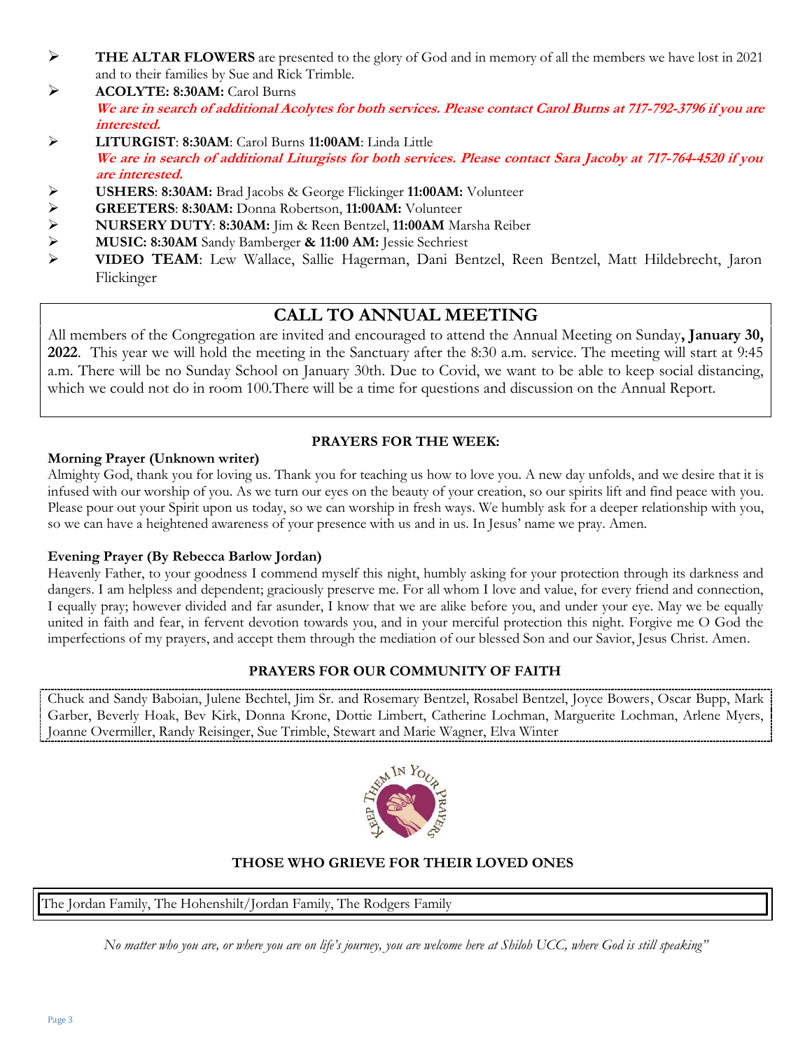- **THE ALTAR FLOWERS** are presented to the glory of God and in memory of all the members we have lost in 2021 and to their families by Sue and Rick Trimble.
- **ACOLYTE: 8:30AM:** Carol Burns
  ***We are in search of additional Acolytes for both services. Please contact Carol Burns at 717-792-3796 if you are interested.***
- **LITURGIST**: **8:30AM**: Carol Burns **11:00AM**: Linda Little
  ***We are in search of additional Liturgists for both services. Please contact Sara Jacoby at 717-764-4520 if you are interested.***
- **USHERS**: **8:30AM:** Brad Jacobs & George Flickinger **11:00AM:** Volunteer
- **GREETERS**: **8:30AM:** Donna Robertson, **11:00AM:** Volunteer
- **NURSERY DUTY**: **8:30AM:** Jim & Reen Bentzel, **11:00AM** Marsha Reiber
- **MUSIC: 8:30AM** Sandy Bamberger **& 11:00 AM:** Jessie Sechriest
- **VIDEO TEAM**: Lew Wallace, Sallie Hagerman, Dani Bentzel, Reen Bentzel, Matt Hildebrecht, Jaron Flickinger

## CALL TO ANNUAL MEETING

All members of the Congregation are invited and encouraged to attend the Annual Meeting on Sunday**, January 30, 2022**. This year we will hold the meeting in the Sanctuary after the 8:30 a.m. service. The meeting will start at 9:45 a.m. There will be no Sunday School on January 30th. Due to Covid, we want to be able to keep social distancing, which we could not do in room 100.There will be a time for questions and discussion on the Annual Report.

### PRAYERS FOR THE WEEK:

**Morning Prayer (Unknown writer)**

Almighty God, thank you for loving us. Thank you for teaching us how to love you. A new day unfolds, and we desire that it is infused with our worship of you. As we turn our eyes on the beauty of your creation, so our spirits lift and find peace with you. Please pour out your Spirit upon us today, so we can worship in fresh ways. We humbly ask for a deeper relationship with you, so we can have a heightened awareness of your presence with us and in us. In Jesus' name we pray. Amen.

**Evening Prayer (By Rebecca Barlow Jordan)**

Heavenly Father, to your goodness I commend myself this night, humbly asking for your protection through its darkness and dangers. I am helpless and dependent; graciously preserve me. For all whom I love and value, for every friend and connection, I equally pray; however divided and far asunder, I know that we are alike before you, and under your eye. May we be equally united in faith and fear, in fervent devotion towards you, and in your merciful protection this night. Forgive me O God the imperfections of my prayers, and accept them through the mediation of our blessed Son and our Savior, Jesus Christ. Amen.

### PRAYERS FOR OUR COMMUNITY OF FAITH

Chuck and Sandy Baboian, Julene Bechtel, Jim Sr. and Rosemary Bentzel, Rosabel Bentzel, Joyce Bowers, Oscar Bupp, Mark Garber, Beverly Hoak, Bev Kirk, Donna Krone, Dottie Limbert, Catherine Lochman, Marguerite Lochman, Arlene Myers, Joanne Overmiller, Randy Reisinger, Sue Trimble, Stewart and Marie Wagner, Elva Winter

### THOSE WHO GRIEVE FOR THEIR LOVED ONES

The Jordan Family, The Hohenshilt/Jordan Family, The Rodgers Family

*No matter who you are, or where you are on life's journey, you are welcome here at Shiloh UCC, where God is still speaking"*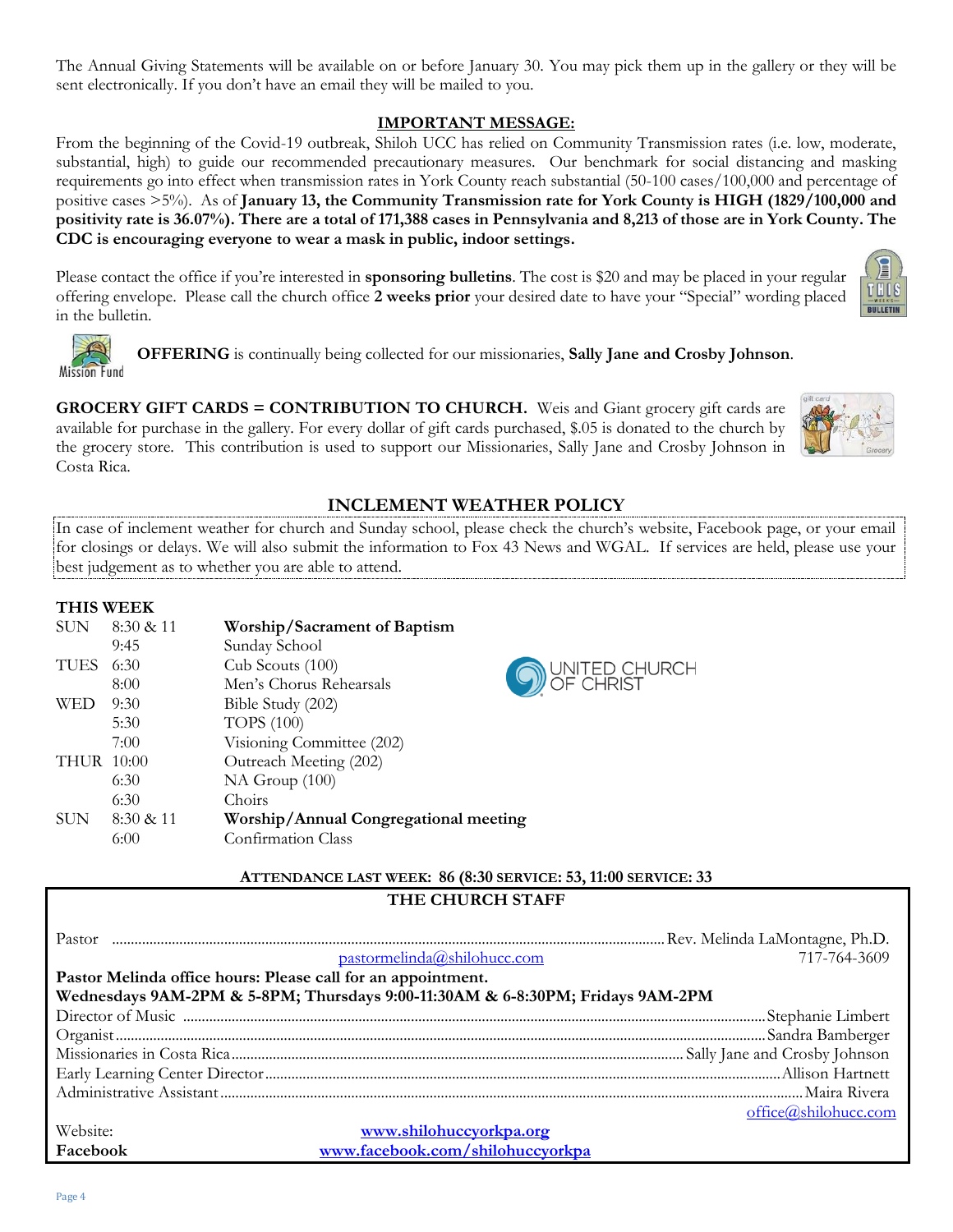The Annual Giving Statements will be available on or before January 30. You may pick them up in the gallery or they will be sent electronically. If you don't have an email they will be mailed to you.

## IMPORTANT MESSAGE:

From the beginning of the Covid-19 outbreak, Shiloh UCC has relied on Community Transmission rates (i.e. low, moderate, substantial, high) to guide our recommended precautionary measures. Our benchmark for social distancing and masking requirements go into effect when transmission rates in York County reach substantial (50-100 cases/100,000 and percentage of positive cases >5%). As of **January 13, the Community Transmission rate for York County is HIGH (1829/100,000 and positivity rate is 36.07%). There are a total of 171,388 cases in Pennsylvania and 8,213 of those are in York County. The CDC is encouraging everyone to wear a mask in public, indoor settings.**

Please contact the office if you're interested in **sponsoring bulletins**. The cost is $20 and may be placed in your regular offering envelope. Please call the church office **2 weeks prior** your desired date to have your "Special" wording placed in the bulletin.

**OFFERING** is continually being collected for our missionaries, **Sally Jane and Crosby Johnson**.

**GROCERY GIFT CARDS = CONTRIBUTION TO CHURCH.** Weis and Giant grocery gift cards are available for purchase in the gallery. For every dollar of gift cards purchased, $.05 is donated to the church by the grocery store. This contribution is used to support our Missionaries, Sally Jane and Crosby Johnson in Costa Rica.

## INCLEMENT WEATHER POLICY

In case of inclement weather for church and Sunday school, please check the church's website, Facebook page, or your email for closings or delays. We will also submit the information to Fox 43 News and WGAL. If services are held, please use your best judgement as to whether you are able to attend.

**THIS WEEK**

| | | |
|---|---|---|
| SUN | 8:30 & 11 | **Worship/Sacrament of Baptism** |
| | 9:45 | Sunday School |
| TUES | 6:30 | Cub Scouts (100) |
| | 8:00 | Men's Chorus Rehearsals |
| WED | 9:30 | Bible Study (202) |
| | 5:30 | TOPS (100) |
| | 7:00 | Visioning Committee (202) |
| THUR | 10:00 | Outreach Meeting (202) |
| | 6:30 | NA Group (100) |
| | 6:30 | Choirs |
| SUN | 8:30 & 11 | **Worship/Annual Congregational meeting** |
| | 6:00 | Confirmation Class |

UNITED CHURCH OF CHRIST

**ATTENDANCE LAST WEEK: 86 (8:30 SERVICE: 53, 11:00 SERVICE: 33**

## THE CHURCH STAFF

Pastor .................... Rev. Melinda LaMontagne, Ph.D.
pastormelinda@shilohucc.com 717-764-3609

**Pastor Melinda office hours: Please call for an appointment.**
**Wednesdays 9AM-2PM & 5-8PM; Thursdays 9:00-11:30AM & 6-8:30PM; Fridays 9AM-2PM**

Director of Music .................... Stephanie Limbert
Organist .................... Sandra Bamberger
Missionaries in Costa Rica .................... Sally Jane and Crosby Johnson
Early Learning Center Director .................... Allison Hartnett
Administrative Assistant .................... Maira Rivera
office@shilohucc.com

Website: **www.shilohuccyorkpa.org**
**Facebook** **www.facebook.com/shilohuccyorkpa**